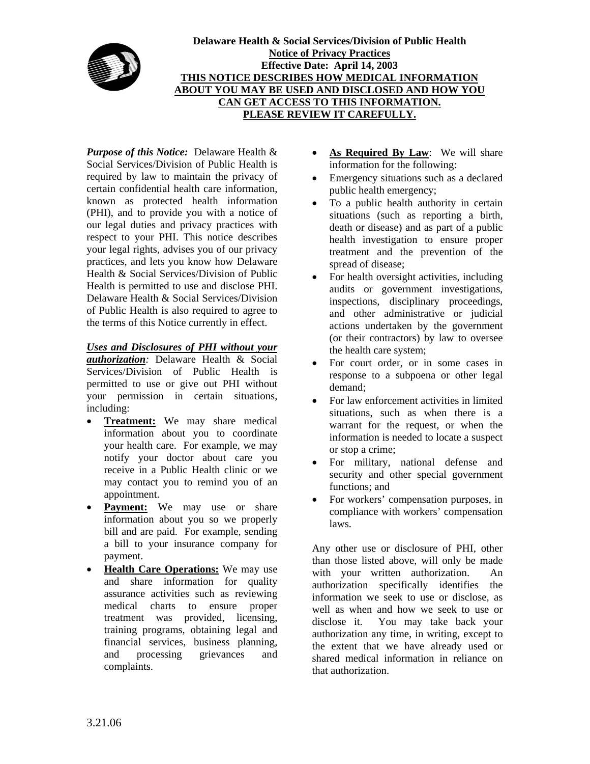**Delaware Health & Social Services/Division of Public Health**
**Notice of Privacy Practices**
**Effective Date: April 14, 2003**
**THIS NOTICE DESCRIBES HOW MEDICAL INFORMATION ABOUT YOU MAY BE USED AND DISCLOSED AND HOW YOU CAN GET ACCESS TO THIS INFORMATION.**
**PLEASE REVIEW IT CAREFULLY.**

***Purpose of this Notice:*** Delaware Health & Social Services/Division of Public Health is required by law to maintain the privacy of certain confidential health care information, known as protected health information (PHI), and to provide you with a notice of our legal duties and privacy practices with respect to your PHI. This notice describes your legal rights, advises you of our privacy practices, and lets you know how Delaware Health & Social Services/Division of Public Health is permitted to use and disclose PHI. Delaware Health & Social Services/Division of Public Health is also required to agree to the terms of this Notice currently in effect.

***Uses and Disclosures of PHI without your authorization****:* Delaware Health & Social Services/Division of Public Health is permitted to use or give out PHI without your permission in certain situations, including:

- **Treatment:** We may share medical information about you to coordinate your health care. For example, we may notify your doctor about care you receive in a Public Health clinic or we may contact you to remind you of an appointment.
- **Payment:** We may use or share information about you so we properly bill and are paid. For example, sending a bill to your insurance company for payment.
- **Health Care Operations:** We may use and share information for quality assurance activities such as reviewing medical charts to ensure proper treatment was provided, licensing, training programs, obtaining legal and financial services, business planning, and processing grievances and complaints.
- **As Required By Law**: We will share information for the following:
- Emergency situations such as a declared public health emergency;
- To a public health authority in certain situations (such as reporting a birth, death or disease) and as part of a public health investigation to ensure proper treatment and the prevention of the spread of disease;
- For health oversight activities, including audits or government investigations, inspections, disciplinary proceedings, and other administrative or judicial actions undertaken by the government (or their contractors) by law to oversee the health care system;
- For court order, or in some cases in response to a subpoena or other legal demand;
- For law enforcement activities in limited situations, such as when there is a warrant for the request, or when the information is needed to locate a suspect or stop a crime;
- For military, national defense and security and other special government functions; and
- For workers' compensation purposes, in compliance with workers' compensation laws.

Any other use or disclosure of PHI, other than those listed above, will only be made with your written authorization. An authorization specifically identifies the information we seek to use or disclose, as well as when and how we seek to use or disclose it. You may take back your authorization any time, in writing, except to the extent that we have already used or shared medical information in reliance on that authorization.

3.21.06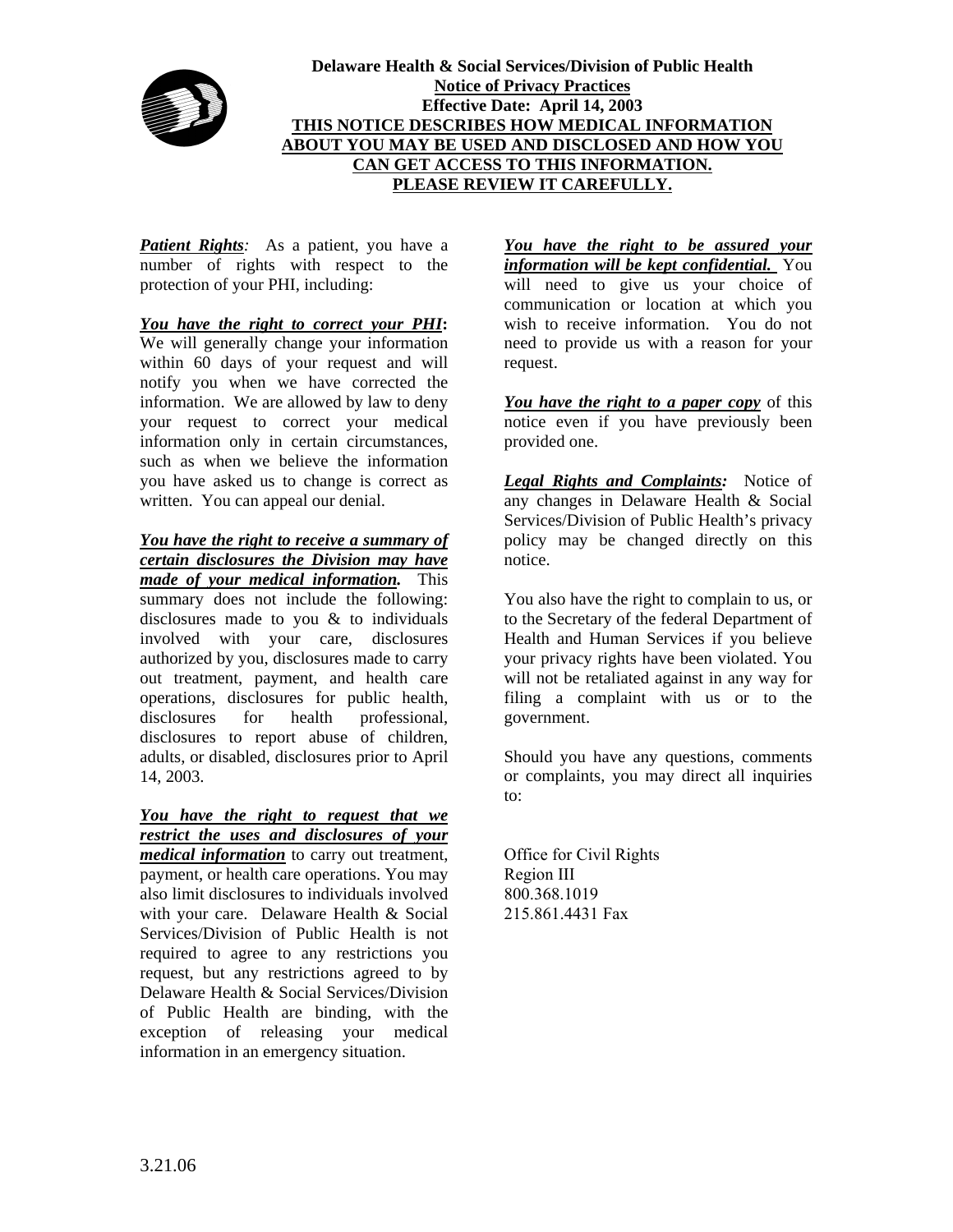**Delaware Health & Social Services/Division of Public Health**
**Notice of Privacy Practices**
**Effective Date: April 14, 2003**
**THIS NOTICE DESCRIBES HOW MEDICAL INFORMATION ABOUT YOU MAY BE USED AND DISCLOSED AND HOW YOU CAN GET ACCESS TO THIS INFORMATION.**
**PLEASE REVIEW IT CAREFULLY.**

***Patient Rights****:* As a patient, you have a number of rights with respect to the protection of your PHI, including:

***You have the right to correct your PHI*****:** We will generally change your information within 60 days of your request and will notify you when we have corrected the information. We are allowed by law to deny your request to correct your medical information only in certain circumstances, such as when we believe the information you have asked us to change is correct as written. You can appeal our denial.

***You have the right to receive a summary of certain disclosures the Division may have made of your medical information.*** This summary does not include the following: disclosures made to you & to individuals involved with your care, disclosures authorized by you, disclosures made to carry out treatment, payment, and health care operations, disclosures for public health, disclosures for health professional, disclosures to report abuse of children, adults, or disabled, disclosures prior to April 14, 2003.

***You have the right to request that we restrict the uses and disclosures of your medical information*** to carry out treatment, payment, or health care operations. You may also limit disclosures to individuals involved with your care. Delaware Health & Social Services/Division of Public Health is not required to agree to any restrictions you request, but any restrictions agreed to by Delaware Health & Social Services/Division of Public Health are binding, with the exception of releasing your medical information in an emergency situation.

***You have the right to be assured your information will be kept confidential.*** You will need to give us your choice of communication or location at which you wish to receive information. You do not need to provide us with a reason for your request.

***You have the right to a paper copy*** of this notice even if you have previously been provided one.

***Legal Rights and Complaints:*** Notice of any changes in Delaware Health & Social Services/Division of Public Health's privacy policy may be changed directly on this notice.

You also have the right to complain to us, or to the Secretary of the federal Department of Health and Human Services if you believe your privacy rights have been violated. You will not be retaliated against in any way for filing a complaint with us or to the government.

Should you have any questions, comments or complaints, you may direct all inquiries to:

Office for Civil Rights
Region III
800.368.1019
215.861.4431 Fax

3.21.06